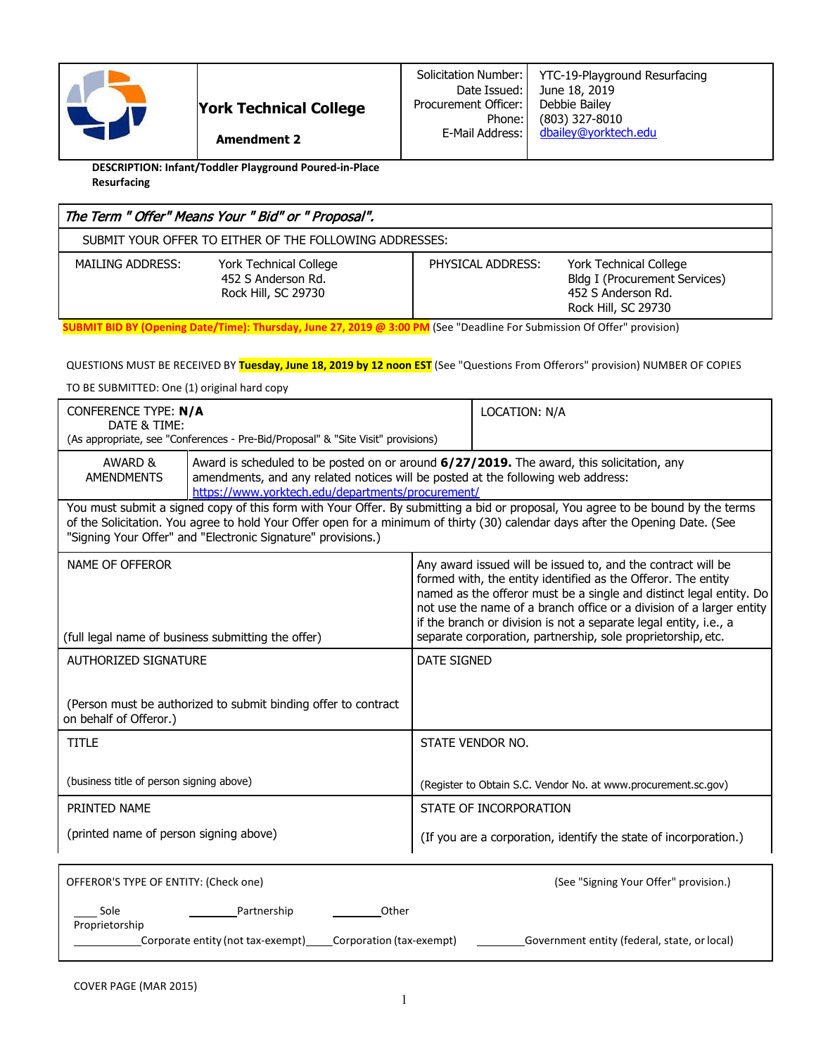| | York Technical College<br><br>**Amendment 2** | Solicitation Number:<br>Date Issued:<br>Procurement Officer:<br>Phone:<br>E-Mail Address: | YTC-19-Playground Resurfacing<br>June 18, 2019<br>Debbie Bailey<br>(803) 327-8010<br>dbailey@yorktech.edu |
|---|---|---|---|

**DESCRIPTION: Infant/Toddler Playground Poured-in-Place Resurfacing**

***The Term " Offer" Means Your " Bid" or " Proposal".***

SUBMIT YOUR OFFER TO EITHER OF THE FOLLOWING ADDRESSES:

| MAILING ADDRESS: | York Technical College<br>452 S Anderson Rd.<br>Rock Hill, SC 29730 | PHYSICAL ADDRESS: | York Technical College<br>Bldg I (Procurement Services)<br>452 S Anderson Rd.<br>Rock Hill, SC 29730 |
|---|---|---|---|

**SUBMIT BID BY (Opening Date/Time): Thursday, June 27, 2019 @ 3:00 PM** (See "Deadline For Submission Of Offer" provision)

QUESTIONS MUST BE RECEIVED BY **Tuesday, June 18, 2019 by 12 noon EST** (See "Questions From Offerors" provision) NUMBER OF COPIES TO BE SUBMITTED: One (1) original hard copy

| CONFERENCE TYPE: **N/A**<br>DATE & TIME:<br>(As appropriate, see "Conferences - Pre-Bid/Proposal" & "Site Visit" provisions) | LOCATION: N/A |
|---|---|
| AWARD & AMENDMENTS | Award is scheduled to be posted on or around **6/27/2019.** The award, this solicitation, any amendments, and any related notices will be posted at the following web address: https://www.yorktech.edu/departments/procurement/ |

You must submit a signed copy of this form with Your Offer. By submitting a bid or proposal, You agree to be bound by the terms of the Solicitation. You agree to hold Your Offer open for a minimum of thirty (30) calendar days after the Opening Date. (See "Signing Your Offer" and "Electronic Signature" provisions.)

| NAME OF OFFEROR<br><br>(full legal name of business submitting the offer) | Any award issued will be issued to, and the contract will be formed with, the entity identified as the Offeror. The entity named as the offeror must be a single and distinct legal entity. Do not use the name of a branch office or a division of a larger entity if the branch or division is not a separate legal entity, i.e., a separate corporation, partnership, sole proprietorship, etc. |
|---|---|
| AUTHORIZED SIGNATURE<br><br>(Person must be authorized to submit binding offer to contract on behalf of Offeror.) | DATE SIGNED |
| TITLE<br><br>(business title of person signing above) | STATE VENDOR NO.<br><br>(Register to Obtain S.C. Vendor No. at www.procurement.sc.gov) |
| PRINTED NAME<br><br>(printed name of person signing above) | STATE OF INCORPORATION<br><br>(If you are a corporation, identify the state of incorporation.) |

OFFEROR'S TYPE OF ENTITY: (Check one) (See "Signing Your Offer" provision.)

____ Sole Proprietorship ________ Partnership ________ Other

__________ Corporate entity (not tax-exempt) _____ Corporation (tax-exempt) ________ Government entity (federal, state, or local)

COVER PAGE (MAR 2015)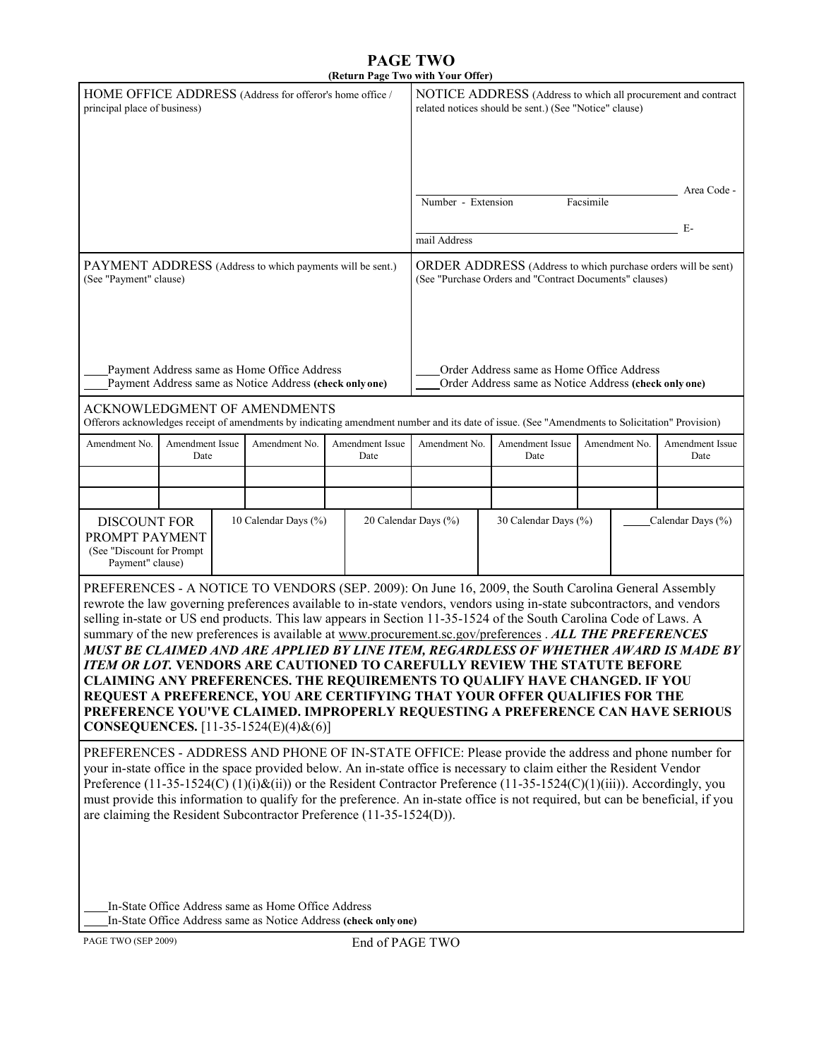# PAGE TWO

**(Return Page Two with Your Offer)**

| HOME OFFICE ADDRESS (Address for offeror's home office / principal place of business) | NOTICE ADDRESS (Address to which all procurement and contract related notices should be sent.) (See "Notice" clause) |
|---|---|
| | Area Code - Number - Extension  Facsimile |
| | E-mail Address |

| PAYMENT ADDRESS (Address to which payments will be sent.) (See "Payment" clause) | ORDER ADDRESS (Address to which purchase orders will be sent) (See "Purchase Orders and "Contract Documents" clauses) |
|---|---|
| ____Payment Address same as Home Office Address | ____Order Address same as Home Office Address |
| ____Payment Address same as Notice Address **(check only one)** | ____Order Address same as Notice Address **(check only one)** |

ACKNOWLEDGMENT OF AMENDMENTS

Offerors acknowledges receipt of amendments by indicating amendment number and its date of issue. (See "Amendments to Solicitation" Provision)

| Amendment No. | Amendment Issue Date | Amendment No. | Amendment Issue Date | Amendment No. | Amendment Issue Date | Amendment No. | Amendment Issue Date |
|---|---|---|---|---|---|---|---|
| | | | | | | | |
| | | | | | | | |

| DISCOUNT FOR PROMPT PAYMENT (See "Discount for Prompt Payment" clause) | 10 Calendar Days (%) | 20 Calendar Days (%) | 30 Calendar Days (%) | _____Calendar Days (%) |
|---|---|---|---|---|
| | | | | |

PREFERENCES - A NOTICE TO VENDORS (SEP. 2009): On June 16, 2009, the South Carolina General Assembly rewrote the law governing preferences available to in-state vendors, vendors using in-state subcontractors, and vendors selling in-state or US end products. This law appears in Section 11-35-1524 of the South Carolina Code of Laws. A summary of the new preferences is available at www.procurement.sc.gov/preferences . ***ALL THE PREFERENCES MUST BE CLAIMED AND ARE APPLIED BY LINE ITEM, REGARDLESS OF WHETHER AWARD IS MADE BY ITEM OR LOT.*** **VENDORS ARE CAUTIONED TO CAREFULLY REVIEW THE STATUTE BEFORE CLAIMING ANY PREFERENCES. THE REQUIREMENTS TO QUALIFY HAVE CHANGED. IF YOU REQUEST A PREFERENCE, YOU ARE CERTIFYING THAT YOUR OFFER QUALIFIES FOR THE PREFERENCE YOU'VE CLAIMED. IMPROPERLY REQUESTING A PREFERENCE CAN HAVE SERIOUS CONSEQUENCES.** [11-35-1524(E)(4)&(6)]

PREFERENCES - ADDRESS AND PHONE OF IN-STATE OFFICE: Please provide the address and phone number for your in-state office in the space provided below. An in-state office is necessary to claim either the Resident Vendor Preference (11-35-1524(C) (1)(i)&(ii)) or the Resident Contractor Preference (11-35-1524(C)(1)(iii)). Accordingly, you must provide this information to qualify for the preference. An in-state office is not required, but can be beneficial, if you are claiming the Resident Subcontractor Preference (11-35-1524(D)).

____In-State Office Address same as Home Office Address

____In-State Office Address same as Notice Address **(check only one)**

PAGE TWO (SEP 2009)

End of PAGE TWO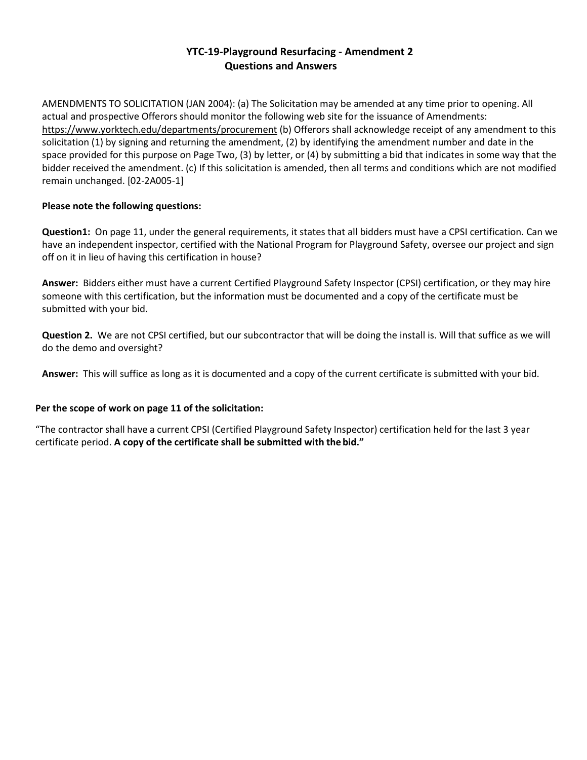# YTC-19-Playground Resurfacing - Amendment 2
## Questions and Answers

AMENDMENTS TO SOLICITATION (JAN 2004): (a) The Solicitation may be amended at any time prior to opening. All actual and prospective Offerors should monitor the following web site for the issuance of Amendments: https://www.yorktech.edu/departments/procurement (b) Offerors shall acknowledge receipt of any amendment to this solicitation (1) by signing and returning the amendment, (2) by identifying the amendment number and date in the space provided for this purpose on Page Two, (3) by letter, or (4) by submitting a bid that indicates in some way that the bidder received the amendment. (c) If this solicitation is amended, then all terms and conditions which are not modified remain unchanged. [02-2A005-1]

**Please note the following questions:**

**Question1:** On page 11, under the general requirements, it states that all bidders must have a CPSI certification. Can we have an independent inspector, certified with the National Program for Playground Safety, oversee our project and sign off on it in lieu of having this certification in house?

**Answer:** Bidders either must have a current Certified Playground Safety Inspector (CPSI) certification, or they may hire someone with this certification, but the information must be documented and a copy of the certificate must be submitted with your bid.

**Question 2.** We are not CPSI certified, but our subcontractor that will be doing the install is. Will that suffice as we will do the demo and oversight?

**Answer:** This will suffice as long as it is documented and a copy of the current certificate is submitted with your bid.

**Per the scope of work on page 11 of the solicitation:**

"The contractor shall have a current CPSI (Certified Playground Safety Inspector) certification held for the last 3 year certificate period. **A copy of the certificate shall be submitted with the bid."**